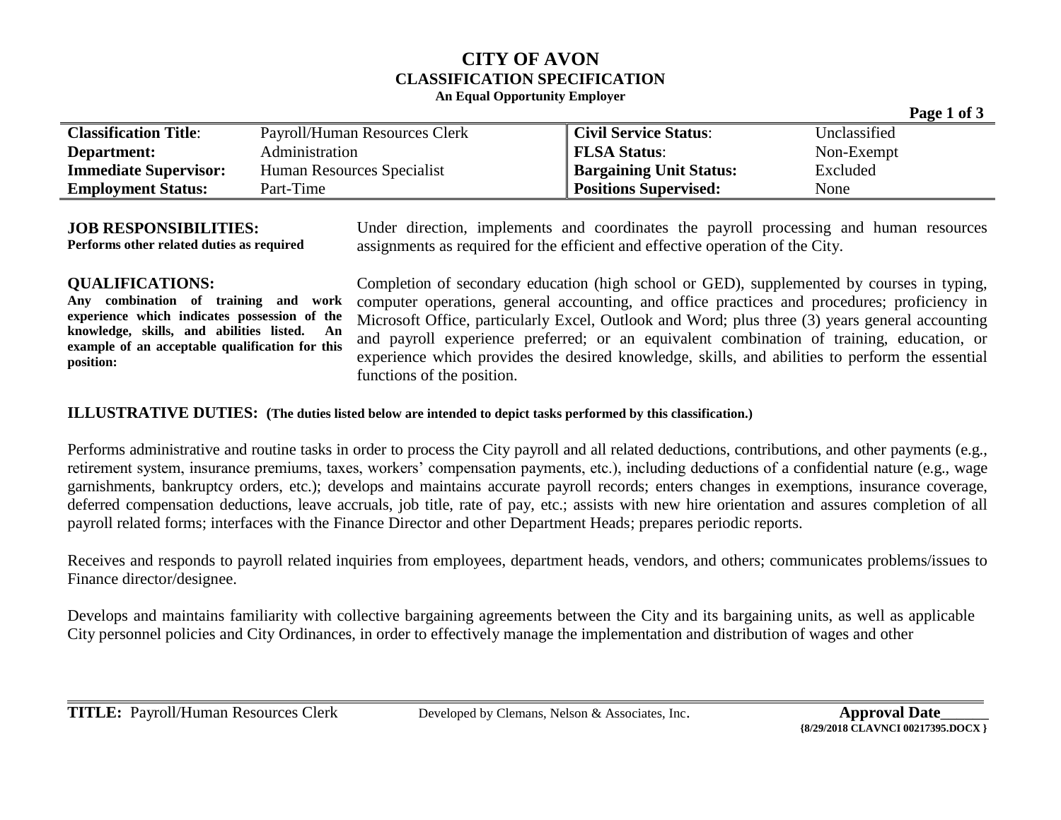# CITY OF AVON
## CLASSIFICATION SPECIFICATION
**An Equal Opportunity Employer**

| | | | |
|---|---|---|---|
| **Classification Title**: | Payroll/Human Resources Clerk | **Civil Service Status**: | Unclassified |
| **Department:** | Administration | **FLSA Status**: | Non-Exempt |
| **Immediate Supervisor:** | Human Resources Specialist | **Bargaining Unit Status:** | Excluded |
| **Employment Status:** | Part-Time | **Positions Supervised:** | None |

**JOB RESPONSIBILITIES:**
**Performs other related duties as required**

Under direction, implements and coordinates the payroll processing and human resources assignments as required for the efficient and effective operation of the City.

**QUALIFICATIONS:**
**Any combination of training and work experience which indicates possession of the knowledge, skills, and abilities listed. An example of an acceptable qualification for this position:**

Completion of secondary education (high school or GED), supplemented by courses in typing, computer operations, general accounting, and office practices and procedures; proficiency in Microsoft Office, particularly Excel, Outlook and Word; plus three (3) years general accounting and payroll experience preferred; or an equivalent combination of training, education, or experience which provides the desired knowledge, skills, and abilities to perform the essential functions of the position.

**ILLUSTRATIVE DUTIES: (The duties listed below are intended to depict tasks performed by this classification.)**

Performs administrative and routine tasks in order to process the City payroll and all related deductions, contributions, and other payments (e.g., retirement system, insurance premiums, taxes, workers' compensation payments, etc.), including deductions of a confidential nature (e.g., wage garnishments, bankruptcy orders, etc.); develops and maintains accurate payroll records; enters changes in exemptions, insurance coverage, deferred compensation deductions, leave accruals, job title, rate of pay, etc.; assists with new hire orientation and assures completion of all payroll related forms; interfaces with the Finance Director and other Department Heads; prepares periodic reports.

Receives and responds to payroll related inquiries from employees, department heads, vendors, and others; communicates problems/issues to Finance director/designee.

Develops and maintains familiarity with collective bargaining agreements between the City and its bargaining units, as well as applicable City personnel policies and City Ordinances, in order to effectively manage the implementation and distribution of wages and other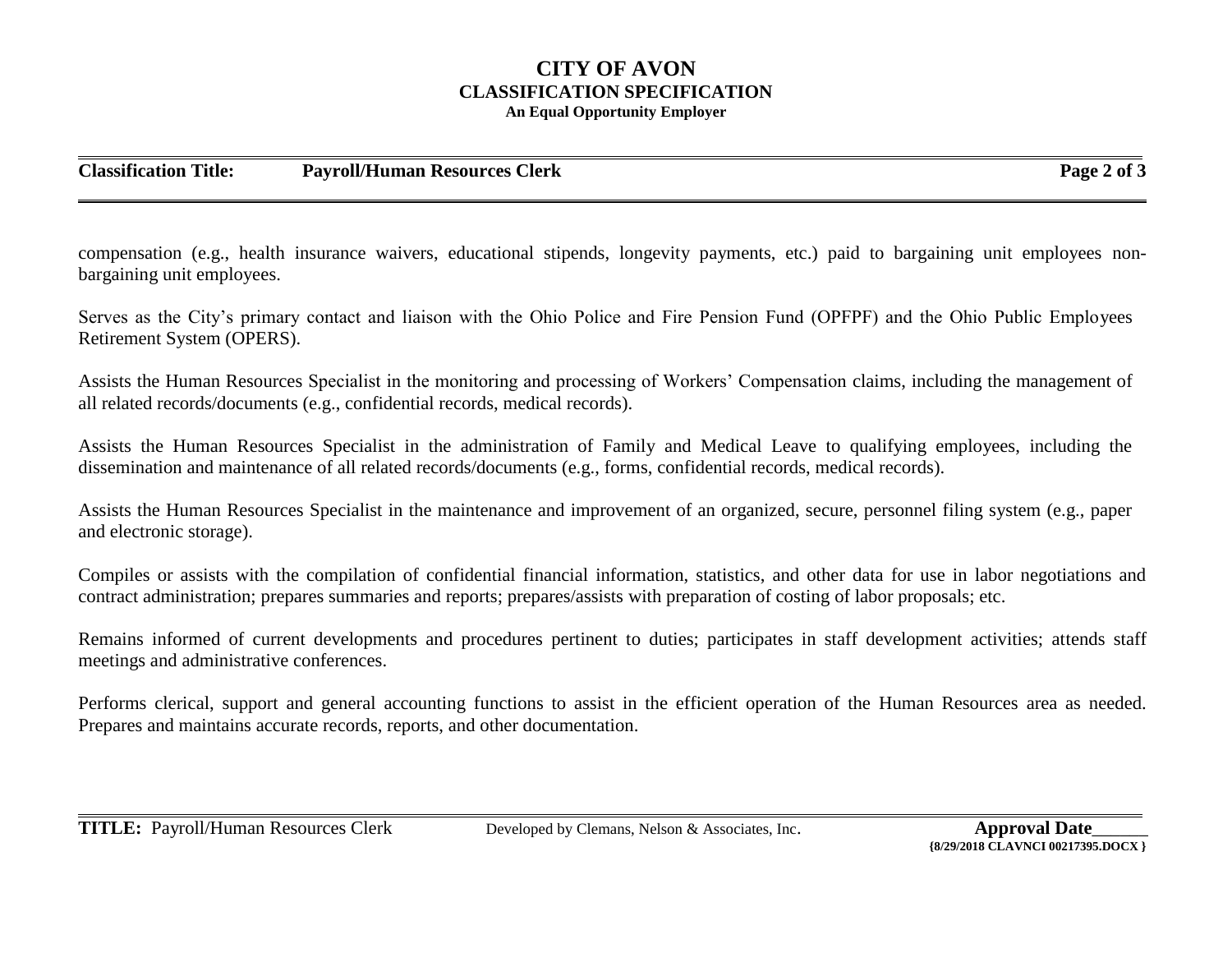compensation (e.g., health insurance waivers, educational stipends, longevity payments, etc.) paid to bargaining unit employees non-bargaining unit employees.

Serves as the City's primary contact and liaison with the Ohio Police and Fire Pension Fund (OPFPF) and the Ohio Public Employees Retirement System (OPERS).

Assists the Human Resources Specialist in the monitoring and processing of Workers' Compensation claims, including the management of all related records/documents (e.g., confidential records, medical records).

Assists the Human Resources Specialist in the administration of Family and Medical Leave to qualifying employees, including the dissemination and maintenance of all related records/documents (e.g., forms, confidential records, medical records).

Assists the Human Resources Specialist in the maintenance and improvement of an organized, secure, personnel filing system (e.g., paper and electronic storage).

Compiles or assists with the compilation of confidential financial information, statistics, and other data for use in labor negotiations and contract administration; prepares summaries and reports; prepares/assists with preparation of costing of labor proposals; etc.

Remains informed of current developments and procedures pertinent to duties; participates in staff development activities; attends staff meetings and administrative conferences.

Performs clerical, support and general accounting functions to assist in the efficient operation of the Human Resources area as needed. Prepares and maintains accurate records, reports, and other documentation.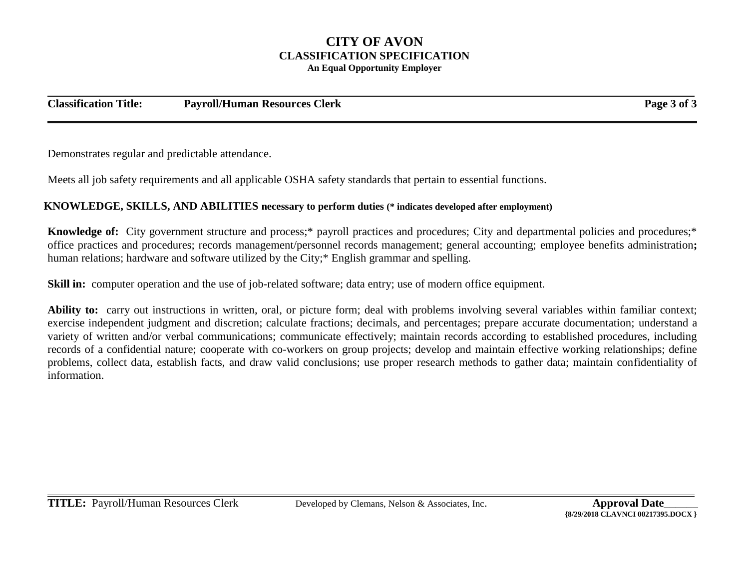Demonstrates regular and predictable attendance.

Meets all job safety requirements and all applicable OSHA safety standards that pertain to essential functions.

**KNOWLEDGE, SKILLS, AND ABILITIES necessary to perform duties (* indicates developed after employment)**

**Knowledge of:** City government structure and process;* payroll practices and procedures; City and departmental policies and procedures;* office practices and procedures; records management/personnel records management; general accounting; employee benefits administration**;** human relations; hardware and software utilized by the City;* English grammar and spelling.

**Skill in:** computer operation and the use of job-related software; data entry; use of modern office equipment.

**Ability to:** carry out instructions in written, oral, or picture form; deal with problems involving several variables within familiar context; exercise independent judgment and discretion; calculate fractions; decimals, and percentages; prepare accurate documentation; understand a variety of written and/or verbal communications; communicate effectively; maintain records according to established procedures, including records of a confidential nature; cooperate with co-workers on group projects; develop and maintain effective working relationships; define problems, collect data, establish facts, and draw valid conclusions; use proper research methods to gather data; maintain confidentiality of information.

**TITLE:** Payroll/Human Resources Clerk Developed by Clemans, Nelson & Associates, Inc. **Approval Date**______

**{8/29/2018 CLAVNCI 00217395.DOCX }**